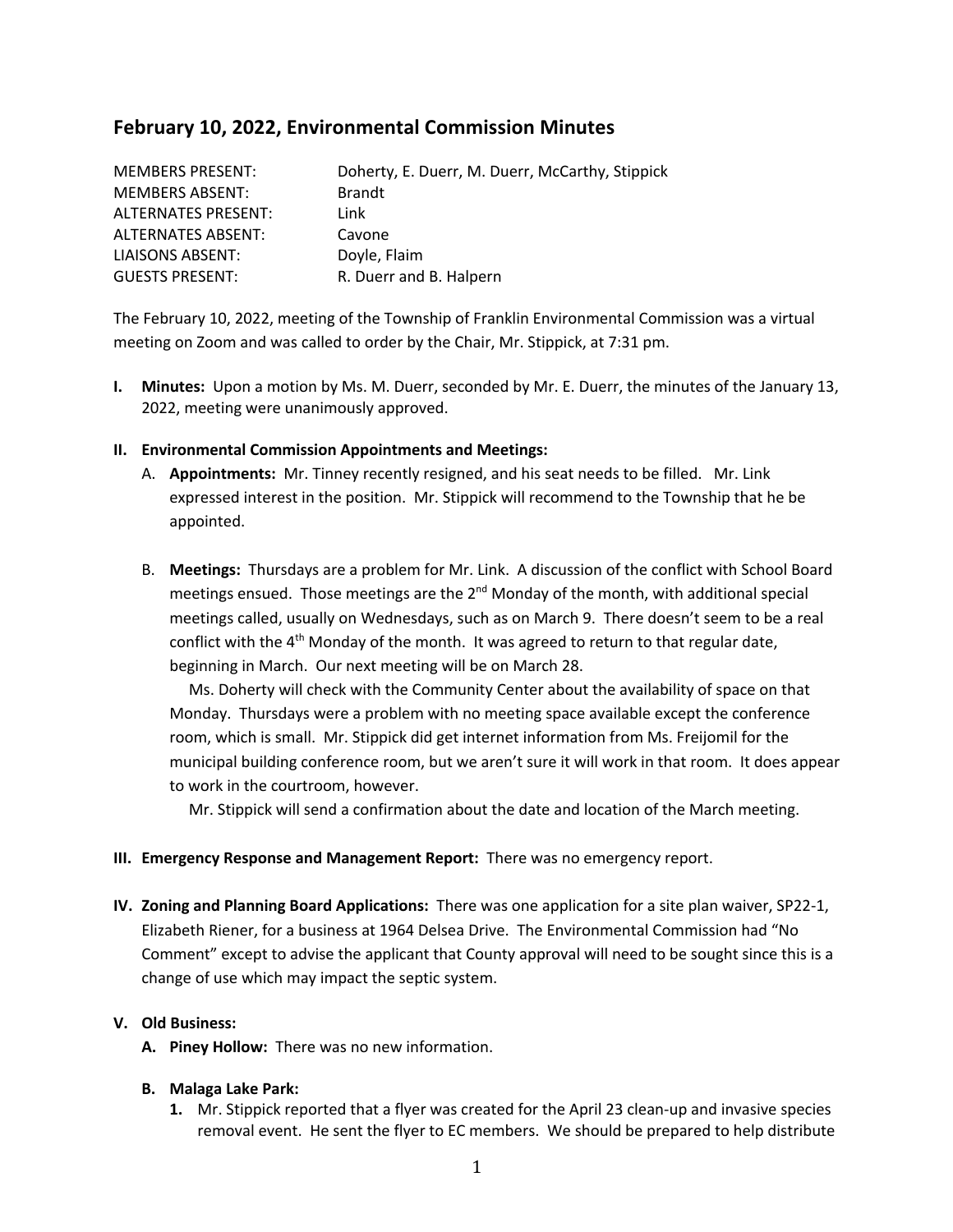## February 10, 2022, Environmental Commission Minutes

| | |
|---|---|
| MEMBERS PRESENT: | Doherty, E. Duerr, M. Duerr, McCarthy, Stippick |
| MEMBERS ABSENT: | Brandt |
| ALTERNATES PRESENT: | Link |
| ALTERNATES ABSENT: | Cavone |
| LIAISONS ABSENT: | Doyle, Flaim |
| GUESTS PRESENT: | R. Duerr and B. Halpern |

The February 10, 2022, meeting of the Township of Franklin Environmental Commission was a virtual meeting on Zoom and was called to order by the Chair, Mr. Stippick, at 7:31 pm.

**I. Minutes:** Upon a motion by Ms. M. Duerr, seconded by Mr. E. Duerr, the minutes of the January 13, 2022, meeting were unanimously approved.

**II. Environmental Commission Appointments and Meetings:**

A. **Appointments:** Mr. Tinney recently resigned, and his seat needs to be filled. Mr. Link expressed interest in the position. Mr. Stippick will recommend to the Township that he be appointed.

B. **Meetings:** Thursdays are a problem for Mr. Link. A discussion of the conflict with School Board meetings ensued. Those meetings are the 2nd Monday of the month, with additional special meetings called, usually on Wednesdays, such as on March 9. There doesn't seem to be a real conflict with the 4th Monday of the month. It was agreed to return to that regular date, beginning in March. Our next meeting will be on March 28.

Ms. Doherty will check with the Community Center about the availability of space on that Monday. Thursdays were a problem with no meeting space available except the conference room, which is small. Mr. Stippick did get internet information from Ms. Freijomil for the municipal building conference room, but we aren't sure it will work in that room. It does appear to work in the courtroom, however.

Mr. Stippick will send a confirmation about the date and location of the March meeting.

**III. Emergency Response and Management Report:** There was no emergency report.

**IV. Zoning and Planning Board Applications:** There was one application for a site plan waiver, SP22-1, Elizabeth Riener, for a business at 1964 Delsea Drive. The Environmental Commission had "No Comment" except to advise the applicant that County approval will need to be sought since this is a change of use which may impact the septic system.

**V. Old Business:**

**A. Piney Hollow:** There was no new information.

**B. Malaga Lake Park:**

1. Mr. Stippick reported that a flyer was created for the April 23 clean-up and invasive species removal event. He sent the flyer to EC members. We should be prepared to help distribute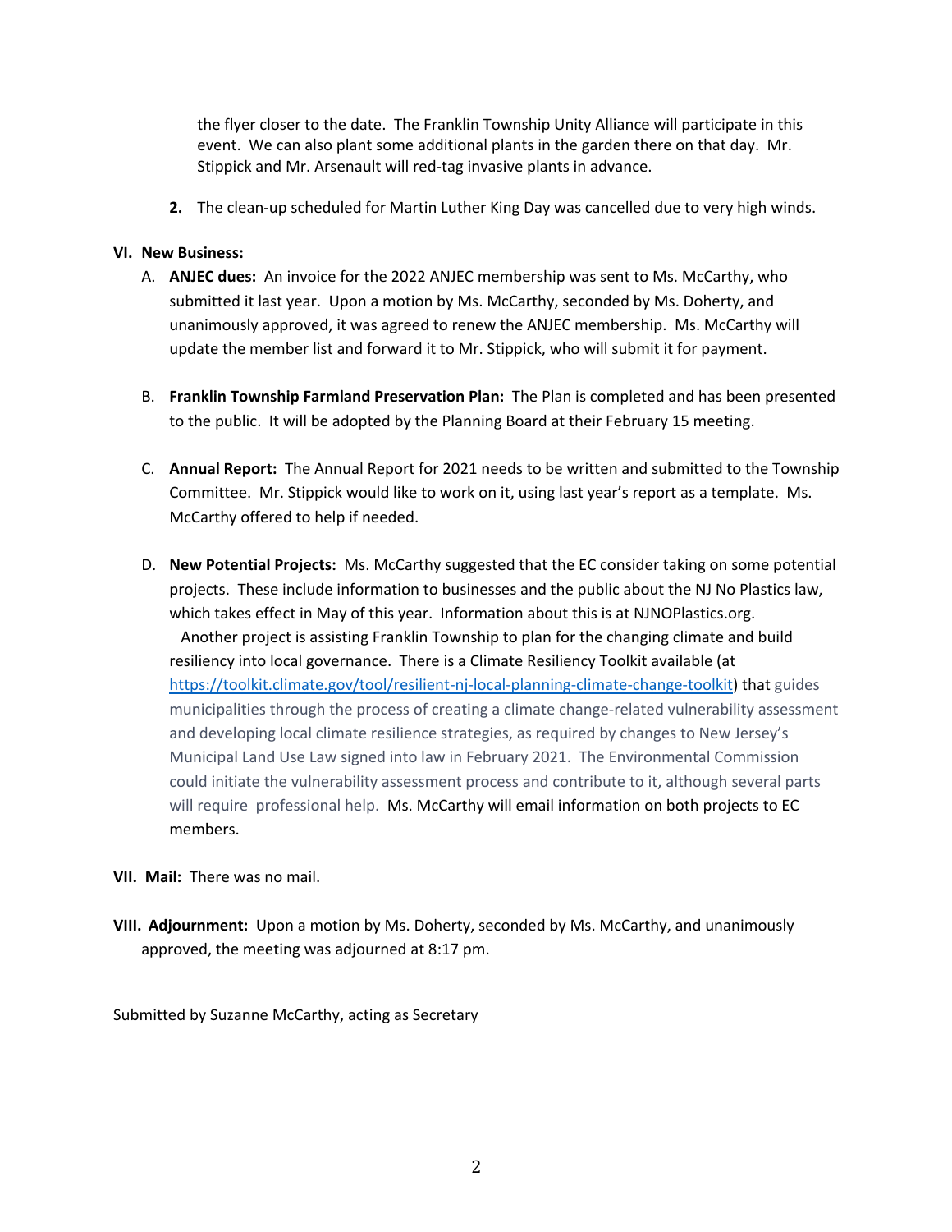the flyer closer to the date. The Franklin Township Unity Alliance will participate in this event. We can also plant some additional plants in the garden there on that day. Mr. Stippick and Mr. Arsenault will red-tag invasive plants in advance.

2. The clean-up scheduled for Martin Luther King Day was cancelled due to very high winds.

**VI. New Business:**

A. **ANJEC dues:** An invoice for the 2022 ANJEC membership was sent to Ms. McCarthy, who submitted it last year. Upon a motion by Ms. McCarthy, seconded by Ms. Doherty, and unanimously approved, it was agreed to renew the ANJEC membership. Ms. McCarthy will update the member list and forward it to Mr. Stippick, who will submit it for payment.

B. **Franklin Township Farmland Preservation Plan:** The Plan is completed and has been presented to the public. It will be adopted by the Planning Board at their February 15 meeting.

C. **Annual Report:** The Annual Report for 2021 needs to be written and submitted to the Township Committee. Mr. Stippick would like to work on it, using last year's report as a template. Ms. McCarthy offered to help if needed.

D. **New Potential Projects:** Ms. McCarthy suggested that the EC consider taking on some potential projects. These include information to businesses and the public about the NJ No Plastics law, which takes effect in May of this year. Information about this is at NJNOPlastics.org.
Another project is assisting Franklin Township to plan for the changing climate and build resiliency into local governance. There is a Climate Resiliency Toolkit available (at https://toolkit.climate.gov/tool/resilient-nj-local-planning-climate-change-toolkit) that guides municipalities through the process of creating a climate change-related vulnerability assessment and developing local climate resilience strategies, as required by changes to New Jersey's Municipal Land Use Law signed into law in February 2021. The Environmental Commission could initiate the vulnerability assessment process and contribute to it, although several parts will require professional help. Ms. McCarthy will email information on both projects to EC members.

**VII. Mail:** There was no mail.

**VIII. Adjournment:** Upon a motion by Ms. Doherty, seconded by Ms. McCarthy, and unanimously approved, the meeting was adjourned at 8:17 pm.

Submitted by Suzanne McCarthy, acting as Secretary